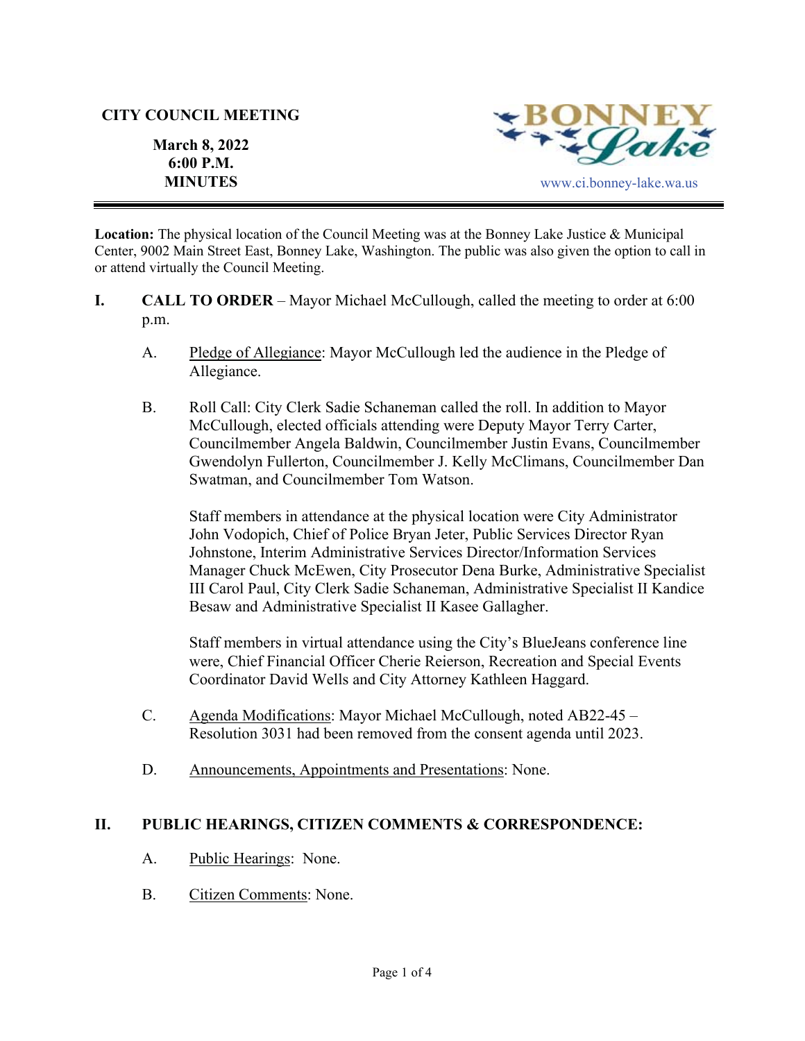# CITY COUNCIL MEETING

**March 8, 2022**
**6:00 P.M.**
**MINUTES**

BONNEY Lake
www.ci.bonney-lake.wa.us

---

**Location:** The physical location of the Council Meeting was at the Bonney Lake Justice & Municipal Center, 9002 Main Street East, Bonney Lake, Washington. The public was also given the option to call in or attend virtually the Council Meeting.

## I. CALL TO ORDER – Mayor Michael McCullough, called the meeting to order at 6:00 p.m.

A. Pledge of Allegiance: Mayor McCullough led the audience in the Pledge of Allegiance.

B. Roll Call: City Clerk Sadie Schaneman called the roll. In addition to Mayor McCullough, elected officials attending were Deputy Mayor Terry Carter, Councilmember Angela Baldwin, Councilmember Justin Evans, Councilmember Gwendolyn Fullerton, Councilmember J. Kelly McClimans, Councilmember Dan Swatman, and Councilmember Tom Watson.

Staff members in attendance at the physical location were City Administrator John Vodopich, Chief of Police Bryan Jeter, Public Services Director Ryan Johnstone, Interim Administrative Services Director/Information Services Manager Chuck McEwen, City Prosecutor Dena Burke, Administrative Specialist III Carol Paul, City Clerk Sadie Schaneman, Administrative Specialist II Kandice Besaw and Administrative Specialist II Kasee Gallagher.

Staff members in virtual attendance using the City's BlueJeans conference line were, Chief Financial Officer Cherie Reierson, Recreation and Special Events Coordinator David Wells and City Attorney Kathleen Haggard.

C. Agenda Modifications: Mayor Michael McCullough, noted AB22-45 – Resolution 3031 had been removed from the consent agenda until 2023.

D. Announcements, Appointments and Presentations: None.

## II. PUBLIC HEARINGS, CITIZEN COMMENTS & CORRESPONDENCE:

A. Public Hearings: None.

B. Citizen Comments: None.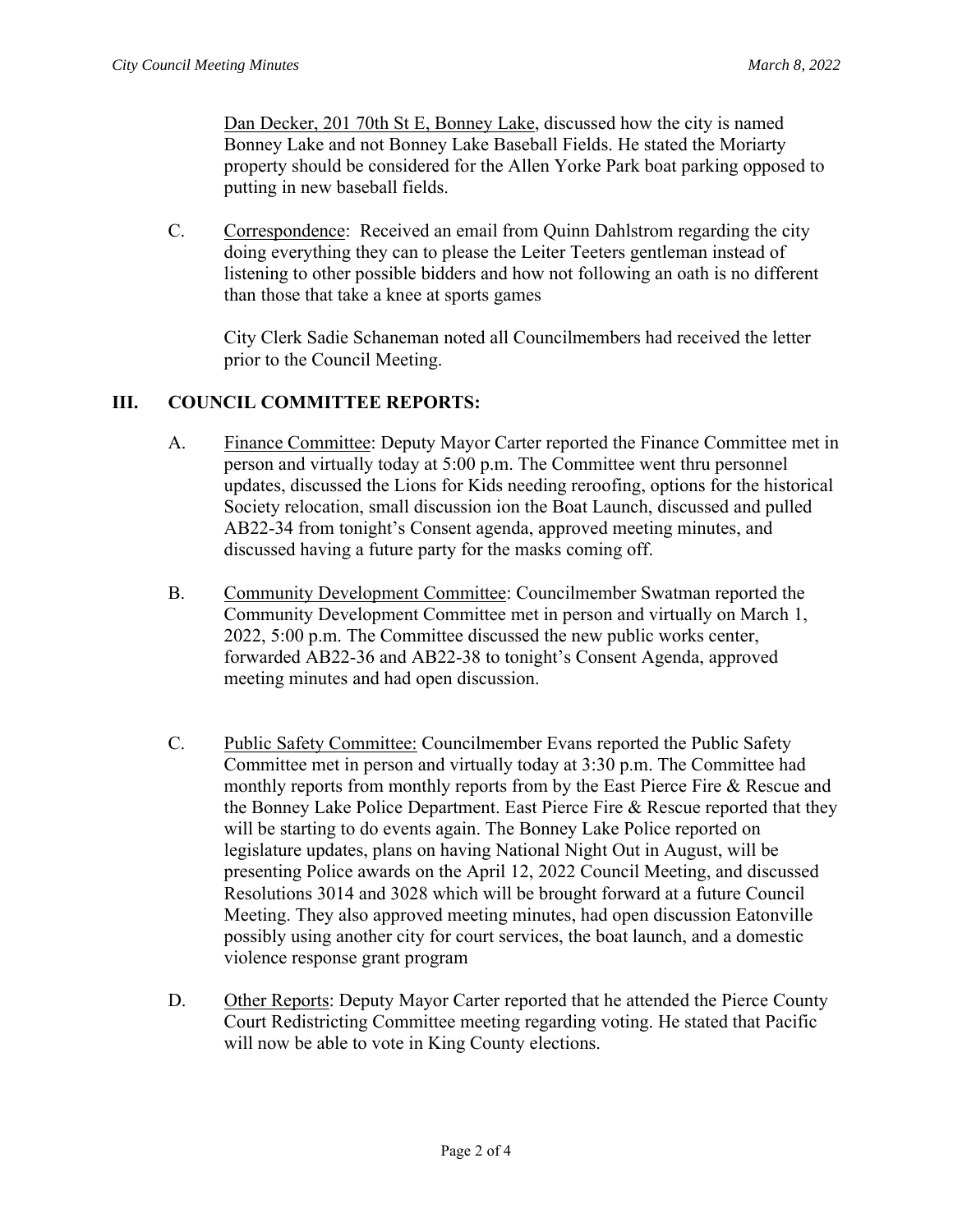Dan Decker, 201 70th St E, Bonney Lake, discussed how the city is named Bonney Lake and not Bonney Lake Baseball Fields. He stated the Moriarty property should be considered for the Allen Yorke Park boat parking opposed to putting in new baseball fields.

C. Correspondence: Received an email from Quinn Dahlstrom regarding the city doing everything they can to please the Leiter Teeters gentleman instead of listening to other possible bidders and how not following an oath is no different than those that take a knee at sports games

City Clerk Sadie Schaneman noted all Councilmembers had received the letter prior to the Council Meeting.

## III. COUNCIL COMMITTEE REPORTS:

A. Finance Committee: Deputy Mayor Carter reported the Finance Committee met in person and virtually today at 5:00 p.m. The Committee went thru personnel updates, discussed the Lions for Kids needing reroofing, options for the historical Society relocation, small discussion ion the Boat Launch, discussed and pulled AB22-34 from tonight's Consent agenda, approved meeting minutes, and discussed having a future party for the masks coming off.

B. Community Development Committee: Councilmember Swatman reported the Community Development Committee met in person and virtually on March 1, 2022, 5:00 p.m. The Committee discussed the new public works center, forwarded AB22-36 and AB22-38 to tonight's Consent Agenda, approved meeting minutes and had open discussion.

C. Public Safety Committee: Councilmember Evans reported the Public Safety Committee met in person and virtually today at 3:30 p.m. The Committee had monthly reports from monthly reports from by the East Pierce Fire & Rescue and the Bonney Lake Police Department. East Pierce Fire & Rescue reported that they will be starting to do events again. The Bonney Lake Police reported on legislature updates, plans on having National Night Out in August, will be presenting Police awards on the April 12, 2022 Council Meeting, and discussed Resolutions 3014 and 3028 which will be brought forward at a future Council Meeting. They also approved meeting minutes, had open discussion Eatonville possibly using another city for court services, the boat launch, and a domestic violence response grant program

D. Other Reports: Deputy Mayor Carter reported that he attended the Pierce County Court Redistricting Committee meeting regarding voting. He stated that Pacific will now be able to vote in King County elections.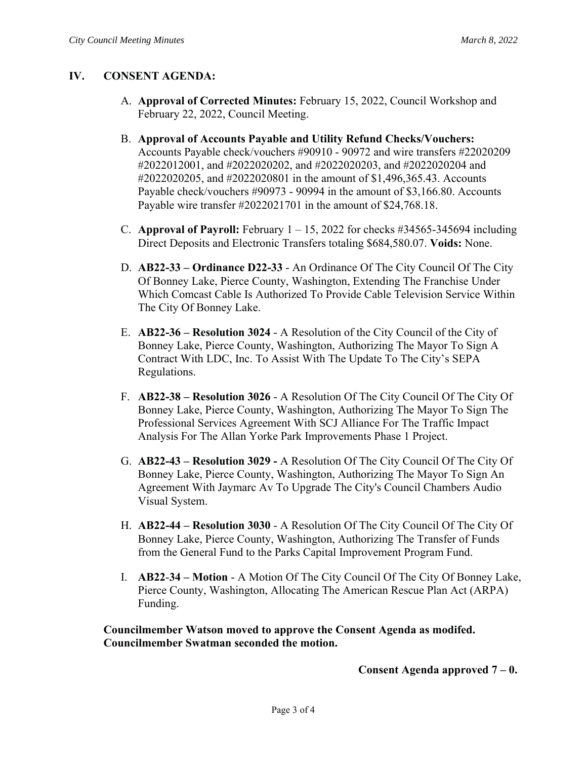## IV. CONSENT AGENDA:

A. **Approval of Corrected Minutes:** February 15, 2022, Council Workshop and February 22, 2022, Council Meeting.

B. **Approval of Accounts Payable and Utility Refund Checks/Vouchers:** Accounts Payable check/vouchers #90910 - 90972 and wire transfers #22020209 #2022012001, and #2022020202, and #2022020203, and #2022020204 and #2022020205, and #2022020801 in the amount of $1,496,365.43. Accounts Payable check/vouchers #90973 - 90994 in the amount of $3,166.80. Accounts Payable wire transfer #2022021701 in the amount of $24,768.18.

C. **Approval of Payroll:** February 1 – 15, 2022 for checks #34565-345694 including Direct Deposits and Electronic Transfers totaling $684,580.07. **Voids:** None.

D. **AB22-33 – Ordinance D22-33** - An Ordinance Of The City Council Of The City Of Bonney Lake, Pierce County, Washington, Extending The Franchise Under Which Comcast Cable Is Authorized To Provide Cable Television Service Within The City Of Bonney Lake.

E. **AB22-36 – Resolution 3024** - A Resolution of the City Council of the City of Bonney Lake, Pierce County, Washington, Authorizing The Mayor To Sign A Contract With LDC, Inc. To Assist With The Update To The City's SEPA Regulations.

F. **AB22-38 – Resolution 3026** - A Resolution Of The City Council Of The City Of Bonney Lake, Pierce County, Washington, Authorizing The Mayor To Sign The Professional Services Agreement With SCJ Alliance For The Traffic Impact Analysis For The Allan Yorke Park Improvements Phase 1 Project.

G. **AB22-43 – Resolution 3029 -** A Resolution Of The City Council Of The City Of Bonney Lake, Pierce County, Washington, Authorizing The Mayor To Sign An Agreement With Jaymarc Av To Upgrade The City's Council Chambers Audio Visual System.

H. **AB22-44 – Resolution 3030** - A Resolution Of The City Council Of The City Of Bonney Lake, Pierce County, Washington, Authorizing The Transfer of Funds from the General Fund to the Parks Capital Improvement Program Fund.

I. **AB22-34 – Motion** - A Motion Of The City Council Of The City Of Bonney Lake, Pierce County, Washington, Allocating The American Rescue Plan Act (ARPA) Funding.

**Councilmember Watson moved to approve the Consent Agenda as modifed. Councilmember Swatman seconded the motion.**

**Consent Agenda approved 7 – 0.**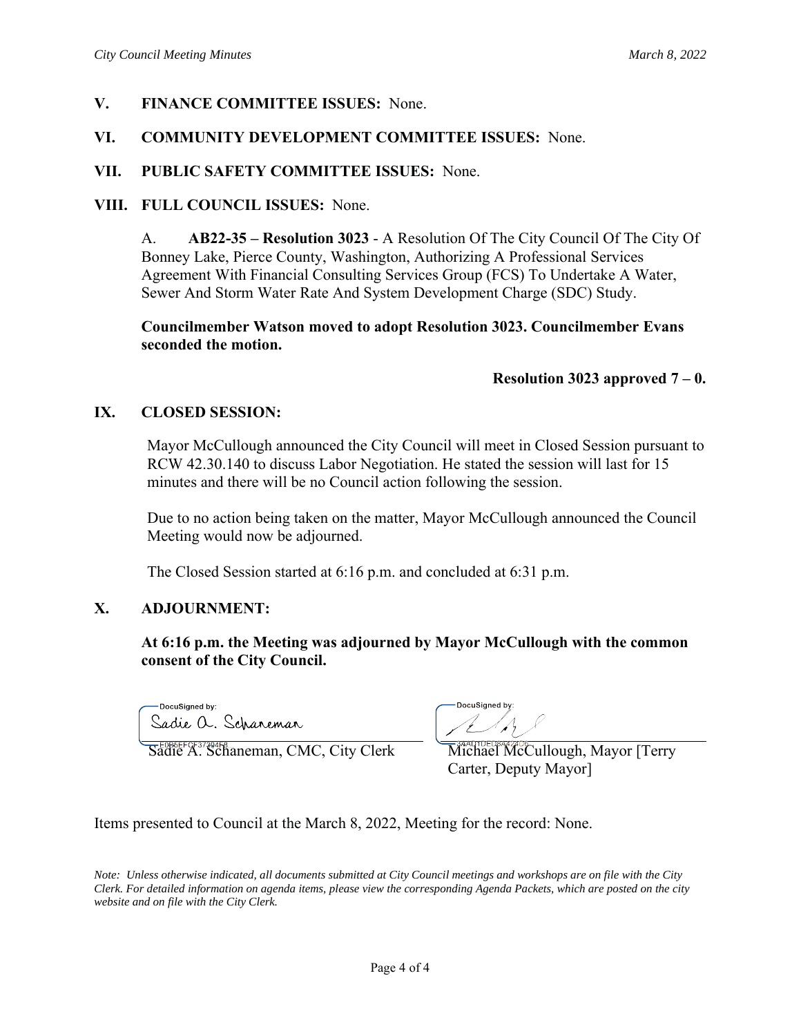## V. FINANCE COMMITTEE ISSUES: None.

## VI. COMMUNITY DEVELOPMENT COMMITTEE ISSUES: None.

## VII. PUBLIC SAFETY COMMITTEE ISSUES: None.

## VIII. FULL COUNCIL ISSUES: None.

A. **AB22-35 – Resolution 3023** - A Resolution Of The City Council Of The City Of Bonney Lake, Pierce County, Washington, Authorizing A Professional Services Agreement With Financial Consulting Services Group (FCS) To Undertake A Water, Sewer And Storm Water Rate And System Development Charge (SDC) Study.

**Councilmember Watson moved to adopt Resolution 3023. Councilmember Evans seconded the motion.**

**Resolution 3023 approved 7 – 0.**

## IX. CLOSED SESSION:

Mayor McCullough announced the City Council will meet in Closed Session pursuant to RCW 42.30.140 to discuss Labor Negotiation. He stated the session will last for 15 minutes and there will be no Council action following the session.

Due to no action being taken on the matter, Mayor McCullough announced the Council Meeting would now be adjourned.

The Closed Session started at 6:16 p.m. and concluded at 6:31 p.m.

## X. ADJOURNMENT:

**At 6:16 p.m. the Meeting was adjourned by Mayor McCullough with the common consent of the City Council.**

DocuSigned by:
Sadie A. Schaneman
E0B5EFCF37394F8...
Sadie A. Schaneman, CMC, City Clerk

DocuSigned by:
34A0TDED8A424D6...
Michael McCullough, Mayor [Terry Carter, Deputy Mayor]

Items presented to Council at the March 8, 2022, Meeting for the record: None.

*Note: Unless otherwise indicated, all documents submitted at City Council meetings and workshops are on file with the City Clerk. For detailed information on agenda items, please view the corresponding Agenda Packets, which are posted on the city website and on file with the City Clerk.*